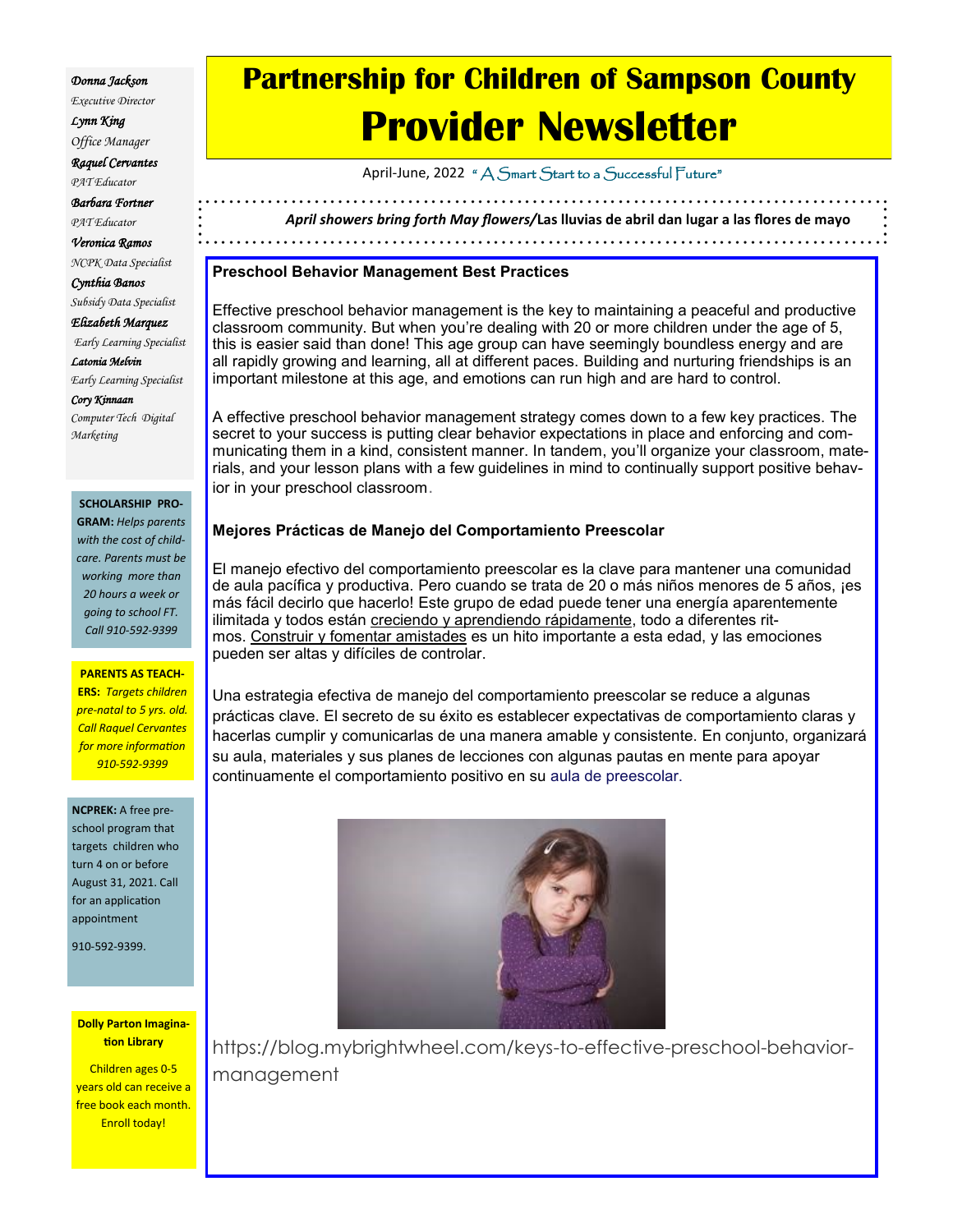# Partnership for Children of Sampson County
# Provider Newsletter

April-June, 2022 " A Smart Start to a Successful Future"

***April showers bring forth May flowers/*****Las lluvias de abril dan lugar a las flores de mayo**

*Donna Jackson*
*Executive Director*

*Lynn King*
*Office Manager*

*Raquel Cervantes*
*PAT Educator*

*Barbara Fortner*
*PAT Educator*

*Veronica Ramos*
*NCPK Data Specialist*

*Cynthia Banos*
*Subsidy Data Specialist*

*Elizabeth Marquez*
*Early Learning Specialist*

*Latonia Melvin*
*Early Learning Specialist*

*Cory Kinnaan*
*Computer Tech Digital Marketing*

**SCHOLARSHIP PROGRAM:** *Helps parents with the cost of childcare. Parents must be working more than 20 hours a week or going to school FT. Call 910-592-9399*

**PARENTS AS TEACHERS:** *Targets children pre-natal to 5 yrs. old. Call Raquel Cervantes for more information 910-592-9399*

**NCPREK:** A free preschool program that targets children who turn 4 on or before August 31, 2021. Call for an application appointment

910-592-9399.

**Dolly Parton Imagination Library**

Children ages 0-5 years old can receive a free book each month. Enroll today!

## Preschool Behavior Management Best Practices

Effective preschool behavior management is the key to maintaining a peaceful and productive classroom community. But when you're dealing with 20 or more children under the age of 5, this is easier said than done! This age group can have seemingly boundless energy and are all rapidly growing and learning, all at different paces. Building and nurturing friendships is an important milestone at this age, and emotions can run high and are hard to control.

A effective preschool behavior management strategy comes down to a few key practices. The secret to your success is putting clear behavior expectations in place and enforcing and communicating them in a kind, consistent manner. In tandem, you'll organize your classroom, materials, and your lesson plans with a few guidelines in mind to continually support positive behavior in your preschool classroom.

## Mejores Prácticas de Manejo del Comportamiento Preescolar

El manejo efectivo del comportamiento preescolar es la clave para mantener una comunidad de aula pacífica y productiva. Pero cuando se trata de 20 o más niños menores de 5 años, ¡es más fácil decirlo que hacerlo! Este grupo de edad puede tener una energía aparentemente ilimitada y todos están creciendo y aprendiendo rápidamente, todo a diferentes ritmos. Construir y fomentar amistades es un hito importante a esta edad, y las emociones pueden ser altas y difíciles de controlar.

Una estrategia efectiva de manejo del comportamiento preescolar se reduce a algunas prácticas clave. El secreto de su éxito es establecer expectativas de comportamiento claras y hacerlas cumplir y comunicarlas de una manera amable y consistente. En conjunto, organizará su aula, materiales y sus planes de lecciones con algunas pautas en mente para apoyar continuamente el comportamiento positivo en su aula de preescolar.

https://blog.mybrightwheel.com/keys-to-effective-preschool-behavior-management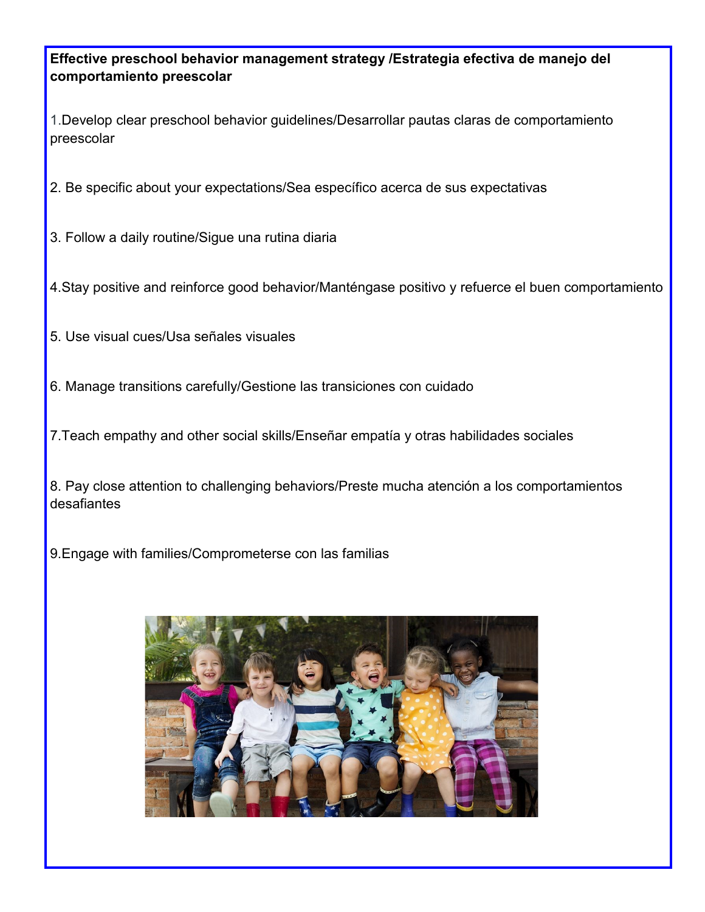**Effective preschool behavior management strategy /Estrategia efectiva de manejo del comportamiento preescolar**

1.Develop clear preschool behavior guidelines/Desarrollar pautas claras de comportamiento preescolar

2. Be specific about your expectations/Sea específico acerca de sus expectativas

3. Follow a daily routine/Sigue una rutina diaria

4.Stay positive and reinforce good behavior/Manténgase positivo y refuerce el buen comportamiento

5. Use visual cues/Usa señales visuales

6. Manage transitions carefully/Gestione las transiciones con cuidado

7.Teach empathy and other social skills/Enseñar empatía y otras habilidades sociales

8. Pay close attention to challenging behaviors/Preste mucha atención a los comportamientos desafiantes

9.Engage with families/Comprometerse con las familias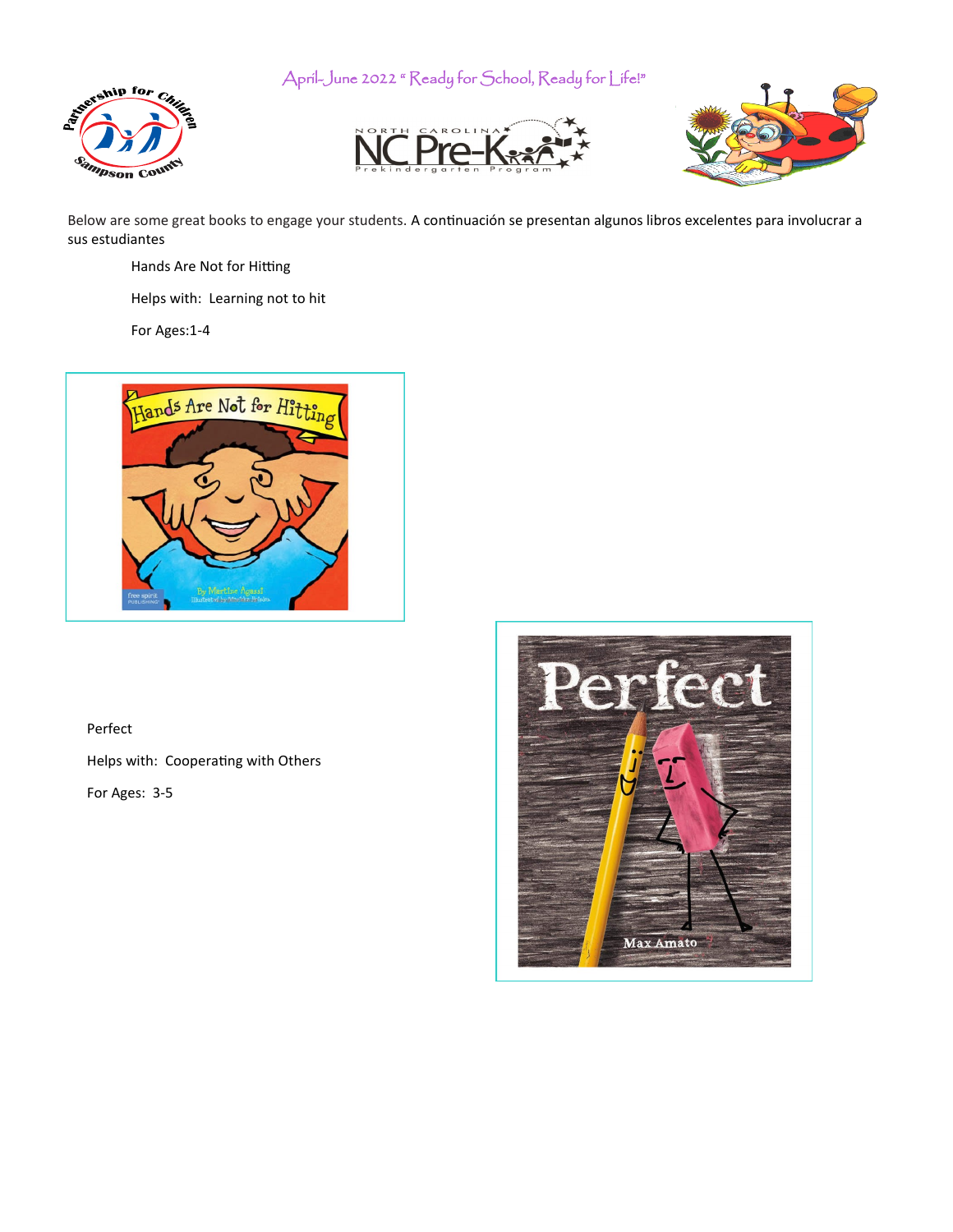April-June 2022 " Ready for School, Ready for Life!"

Below are some great books to engage your students. A continuación se presentan algunos libros excelentes para involucrar a sus estudiantes

Hands Are Not for Hitting

Helps with: Learning not to hit

For Ages:1-4

Perfect

Helps with: Cooperating with Others

For Ages: 3-5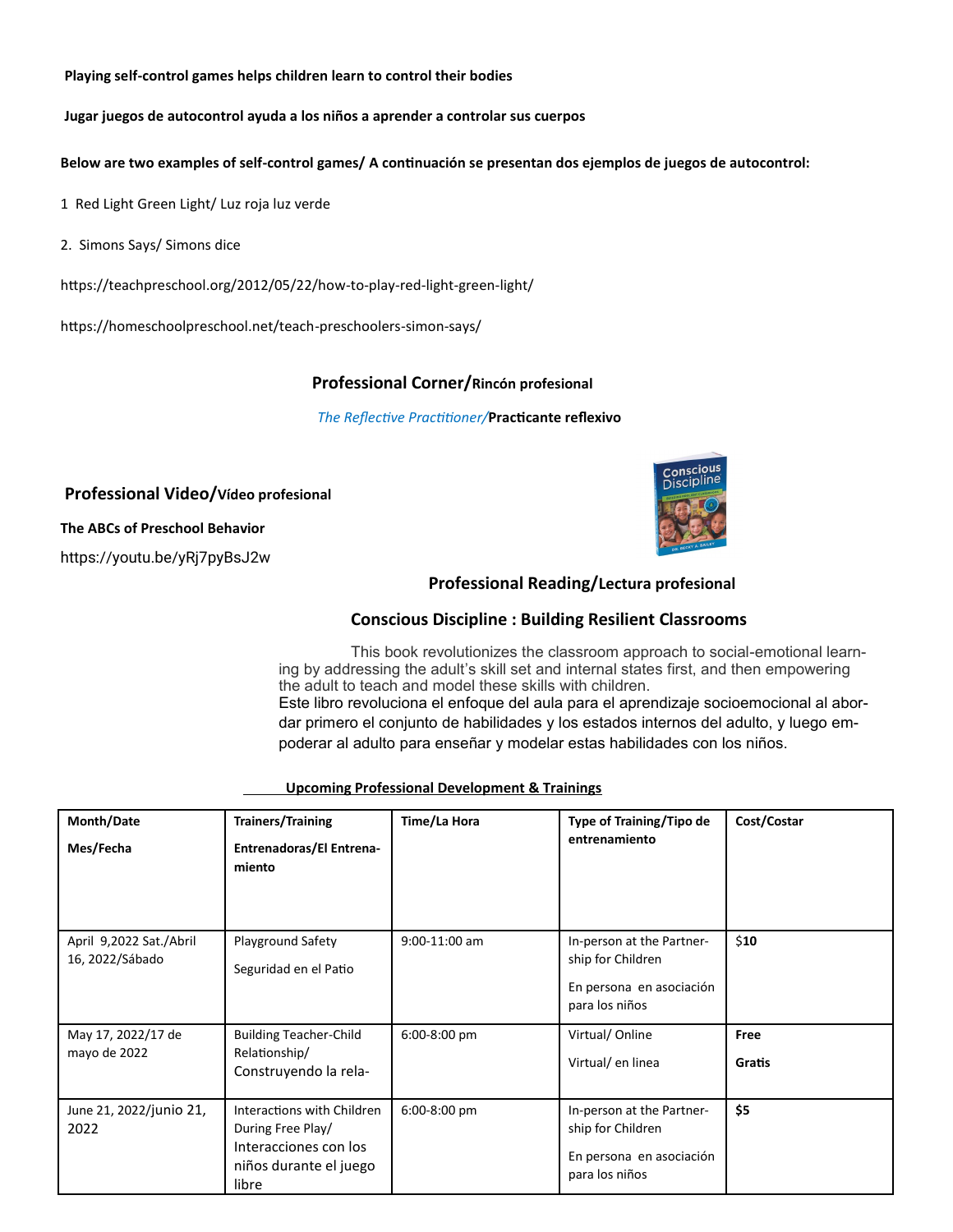**Playing self-control games helps children learn to control their bodies**

**Jugar juegos de autocontrol ayuda a los niños a aprender a controlar sus cuerpos**

**Below are two examples of self-control games/ A continuación se presentan dos ejemplos de juegos de autocontrol:**

1 Red Light Green Light/ Luz roja luz verde

2. Simons Says/ Simons dice

https://teachpreschool.org/2012/05/22/how-to-play-red-light-green-light/

https://homeschoolpreschool.net/teach-preschoolers-simon-says/

## Professional Corner/Rincón profesional

*The Reflective Practitioner/***Practicante reflexivo**

### Professional Video/Vídeo profesional

**The ABCs of Preschool Behavior**

https://youtu.be/yRj7pyBsJ2w

### Professional Reading/Lectura profesional

### Conscious Discipline : Building Resilient Classrooms

This book revolutionizes the classroom approach to social-emotional learning by addressing the adult's skill set and internal states first, and then empowering the adult to teach and model these skills with children.

Este libro revoluciona el enfoque del aula para el aprendizaje socioemocional al abordar primero el conjunto de habilidades y los estados internos del adulto, y luego empoderar al adulto para enseñar y modelar estas habilidades con los niños.

**Upcoming Professional Development & Trainings**

| Month/Date Mes/Fecha | Trainers/Training Entrenadoras/El Entrenamiento | Time/La Hora | Type of Training/Tipo de entrenamiento | Cost/Costar |
|---|---|---|---|---|
| April 9,2022 Sat./Abril 16, 2022/Sábado | Playground Safety Seguridad en el Patio | 9:00-11:00 am | In-person at the Partnership for Children En persona en asociación para los niños | $**10** |
| May 17, 2022/17 de mayo de 2022 | Building Teacher-Child Relationship/ Construyendo la rela- | 6:00-8:00 pm | Virtual/ Online Virtual/ en linea | **Free Gratis** |
| June 21, 2022/junio 21, 2022 | Interactions with Children During Free Play/ Interacciones con los niños durante el juego libre | 6:00-8:00 pm | In-person at the Partnership for Children En persona en asociación para los niños | **$5** |